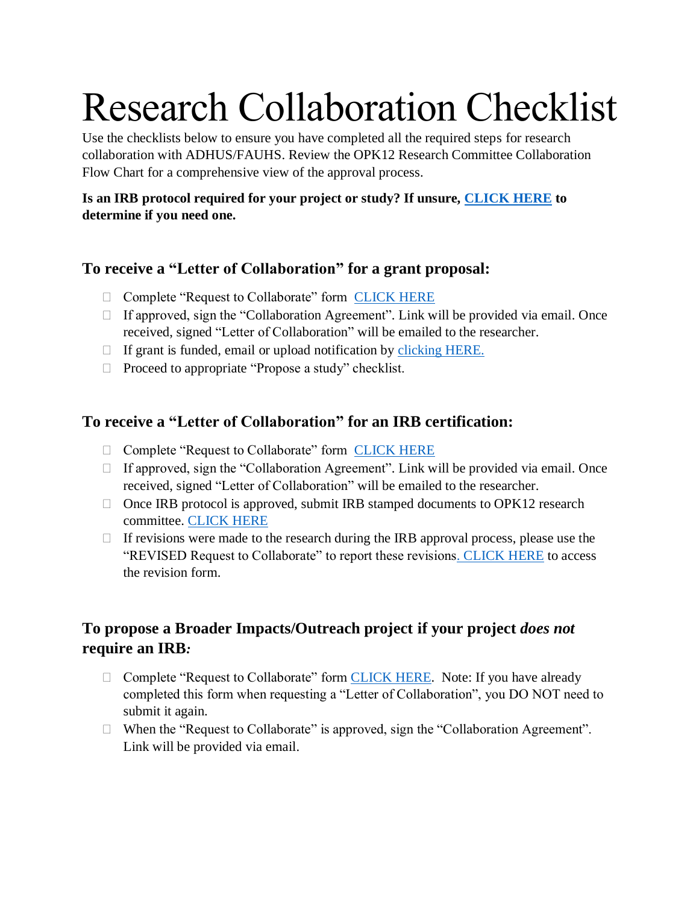# Research Collaboration Checklist

Use the checklists below to ensure you have completed all the required steps for research collaboration with ADHUS/FAUHS. Review the OPK12 Research Committee Collaboration Flow Chart for a comprehensive view of the approval process.

**Is an IRB protocol required for your project or study? If unsure, CLICK HERE to determine if you need one.**

### To receive a "Letter of Collaboration" for a grant proposal:

- ☐ Complete "Request to Collaborate" form CLICK HERE
- ☐ If approved, sign the "Collaboration Agreement". Link will be provided via email. Once received, signed "Letter of Collaboration" will be emailed to the researcher.
- ☐ If grant is funded, email or upload notification by clicking HERE.
- ☐ Proceed to appropriate "Propose a study" checklist.

### To receive a "Letter of Collaboration" for an IRB certification:

- ☐ Complete "Request to Collaborate" form CLICK HERE
- ☐ If approved, sign the "Collaboration Agreement". Link will be provided via email. Once received, signed "Letter of Collaboration" will be emailed to the researcher.
- ☐ Once IRB protocol is approved, submit IRB stamped documents to OPK12 research committee. CLICK HERE
- ☐ If revisions were made to the research during the IRB approval process, please use the "REVISED Request to Collaborate" to report these revisions. CLICK HERE to access the revision form.

### To propose a Broader Impacts/Outreach project if your project *does not* require an IRB*:*

- ☐ Complete "Request to Collaborate" form CLICK HERE. Note: If you have already completed this form when requesting a "Letter of Collaboration", you DO NOT need to submit it again.
- ☐ When the "Request to Collaborate" is approved, sign the "Collaboration Agreement". Link will be provided via email.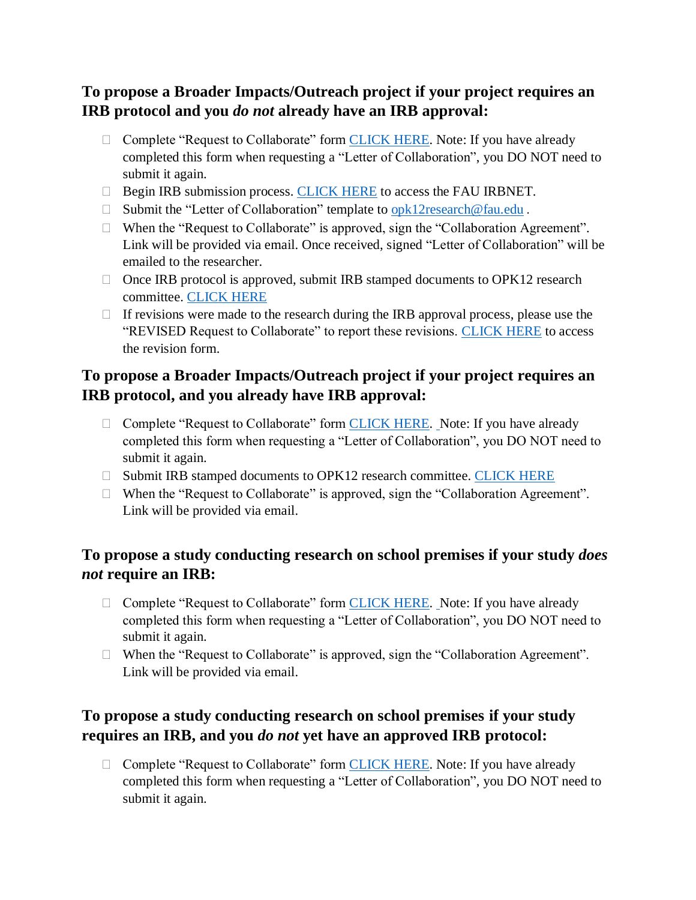## To propose a Broader Impacts/Outreach project if your project requires an IRB protocol and you *do not* already have an IRB approval:

- ☐ Complete "Request to Collaborate" form CLICK HERE. Note: If you have already completed this form when requesting a "Letter of Collaboration", you DO NOT need to submit it again.
- ☐ Begin IRB submission process. CLICK HERE to access the FAU IRBNET.
- ☐ Submit the "Letter of Collaboration" template to opk12research@fau.edu .
- ☐ When the "Request to Collaborate" is approved, sign the "Collaboration Agreement". Link will be provided via email. Once received, signed "Letter of Collaboration" will be emailed to the researcher.
- ☐ Once IRB protocol is approved, submit IRB stamped documents to OPK12 research committee. CLICK HERE
- ☐ If revisions were made to the research during the IRB approval process, please use the "REVISED Request to Collaborate" to report these revisions. CLICK HERE to access the revision form.

## To propose a Broader Impacts/Outreach project if your project requires an IRB protocol, and you already have IRB approval:

- ☐ Complete "Request to Collaborate" form CLICK HERE. Note: If you have already completed this form when requesting a "Letter of Collaboration", you DO NOT need to submit it again.
- ☐ Submit IRB stamped documents to OPK12 research committee. CLICK HERE
- ☐ When the "Request to Collaborate" is approved, sign the "Collaboration Agreement". Link will be provided via email.

## To propose a study conducting research on school premises if your study *does not* require an IRB:

- ☐ Complete "Request to Collaborate" form CLICK HERE. Note: If you have already completed this form when requesting a "Letter of Collaboration", you DO NOT need to submit it again.
- ☐ When the "Request to Collaborate" is approved, sign the "Collaboration Agreement". Link will be provided via email.

## To propose a study conducting research on school premises if your study requires an IRB, and you *do not* yet have an approved IRB protocol:

- ☐ Complete "Request to Collaborate" form CLICK HERE. Note: If you have already completed this form when requesting a "Letter of Collaboration", you DO NOT need to submit it again.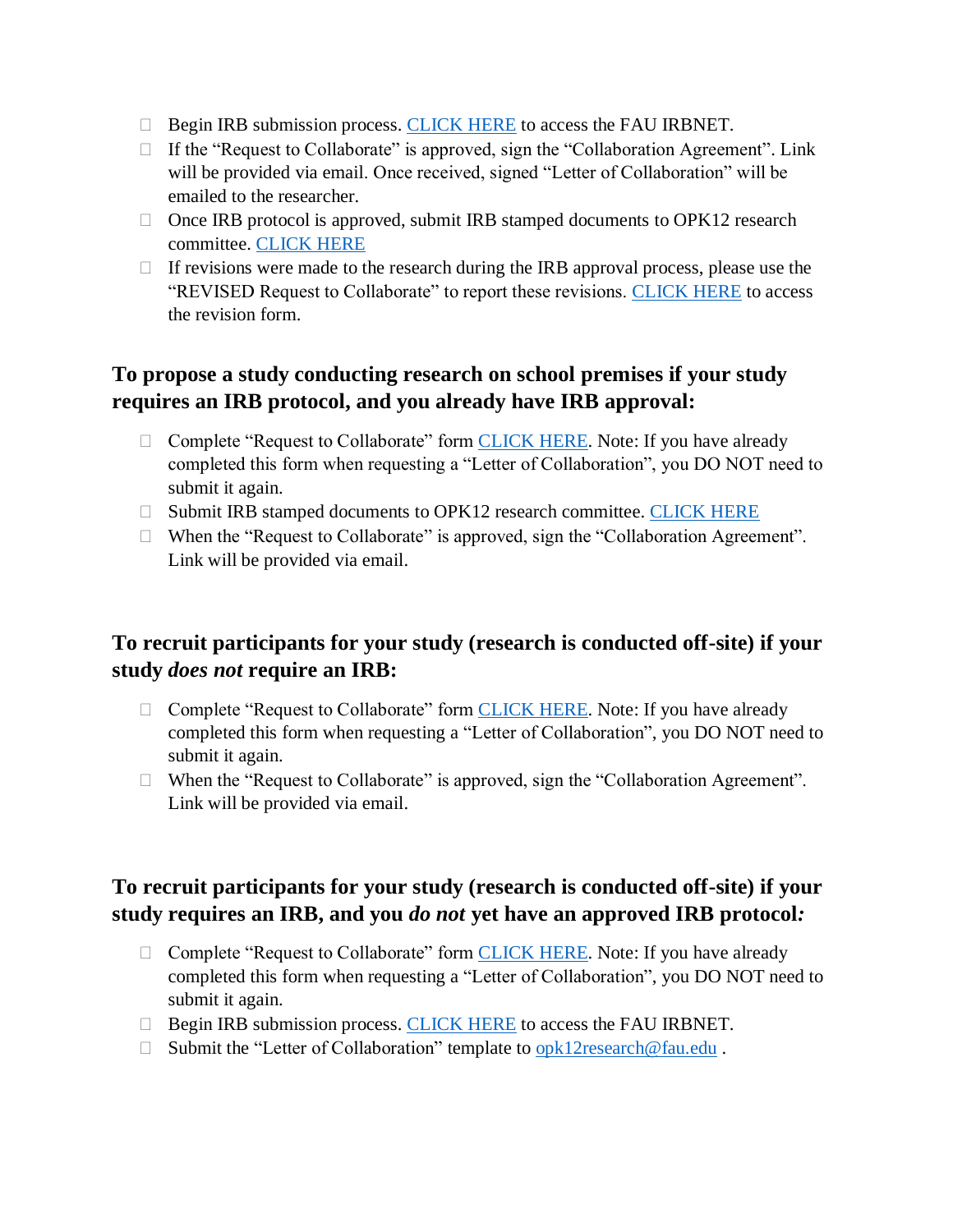- Begin IRB submission process. [CLICK HERE]() to access the FAU IRBNET.
- If the "Request to Collaborate" is approved, sign the "Collaboration Agreement". Link will be provided via email. Once received, signed "Letter of Collaboration" will be emailed to the researcher.
- Once IRB protocol is approved, submit IRB stamped documents to OPK12 research committee. [CLICK HERE]()
- If revisions were made to the research during the IRB approval process, please use the "REVISED Request to Collaborate" to report these revisions. [CLICK HERE]() to access the revision form.

### To propose a study conducting research on school premises if your study requires an IRB protocol, and you already have IRB approval:

- Complete "Request to Collaborate" form [CLICK HERE](). Note: If you have already completed this form when requesting a "Letter of Collaboration", you DO NOT need to submit it again.
- Submit IRB stamped documents to OPK12 research committee. [CLICK HERE]()
- When the "Request to Collaborate" is approved, sign the "Collaboration Agreement". Link will be provided via email.

### To recruit participants for your study (research is conducted off-site) if your study *does not* require an IRB:

- Complete "Request to Collaborate" form [CLICK HERE](). Note: If you have already completed this form when requesting a "Letter of Collaboration", you DO NOT need to submit it again.
- When the "Request to Collaborate" is approved, sign the "Collaboration Agreement". Link will be provided via email.

### To recruit participants for your study (research is conducted off-site) if your study requires an IRB, and you *do not* yet have an approved IRB protocol*:*

- Complete "Request to Collaborate" form [CLICK HERE](). Note: If you have already completed this form when requesting a "Letter of Collaboration", you DO NOT need to submit it again.
- Begin IRB submission process. [CLICK HERE]() to access the FAU IRBNET.
- Submit the "Letter of Collaboration" template to [opk12research@fau.edu](mailto:opk12research@fau.edu) .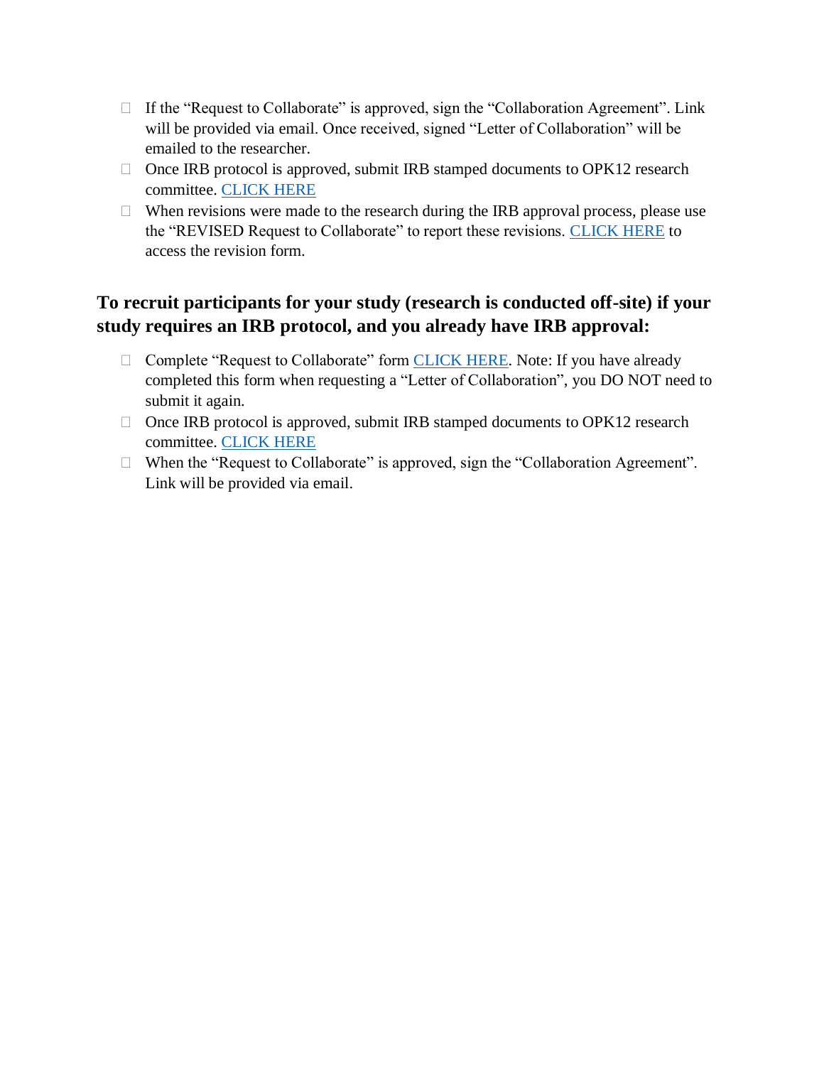- If the "Request to Collaborate" is approved, sign the "Collaboration Agreement". Link will be provided via email. Once received, signed "Letter of Collaboration" will be emailed to the researcher.
- Once IRB protocol is approved, submit IRB stamped documents to OPK12 research committee. CLICK HERE
- When revisions were made to the research during the IRB approval process, please use the "REVISED Request to Collaborate" to report these revisions. CLICK HERE to access the revision form.

### To recruit participants for your study (research is conducted off-site) if your study requires an IRB protocol, and you already have IRB approval:

- Complete "Request to Collaborate" form CLICK HERE. Note: If you have already completed this form when requesting a "Letter of Collaboration", you DO NOT need to submit it again.
- Once IRB protocol is approved, submit IRB stamped documents to OPK12 research committee. CLICK HERE
- When the "Request to Collaborate" is approved, sign the "Collaboration Agreement". Link will be provided via email.